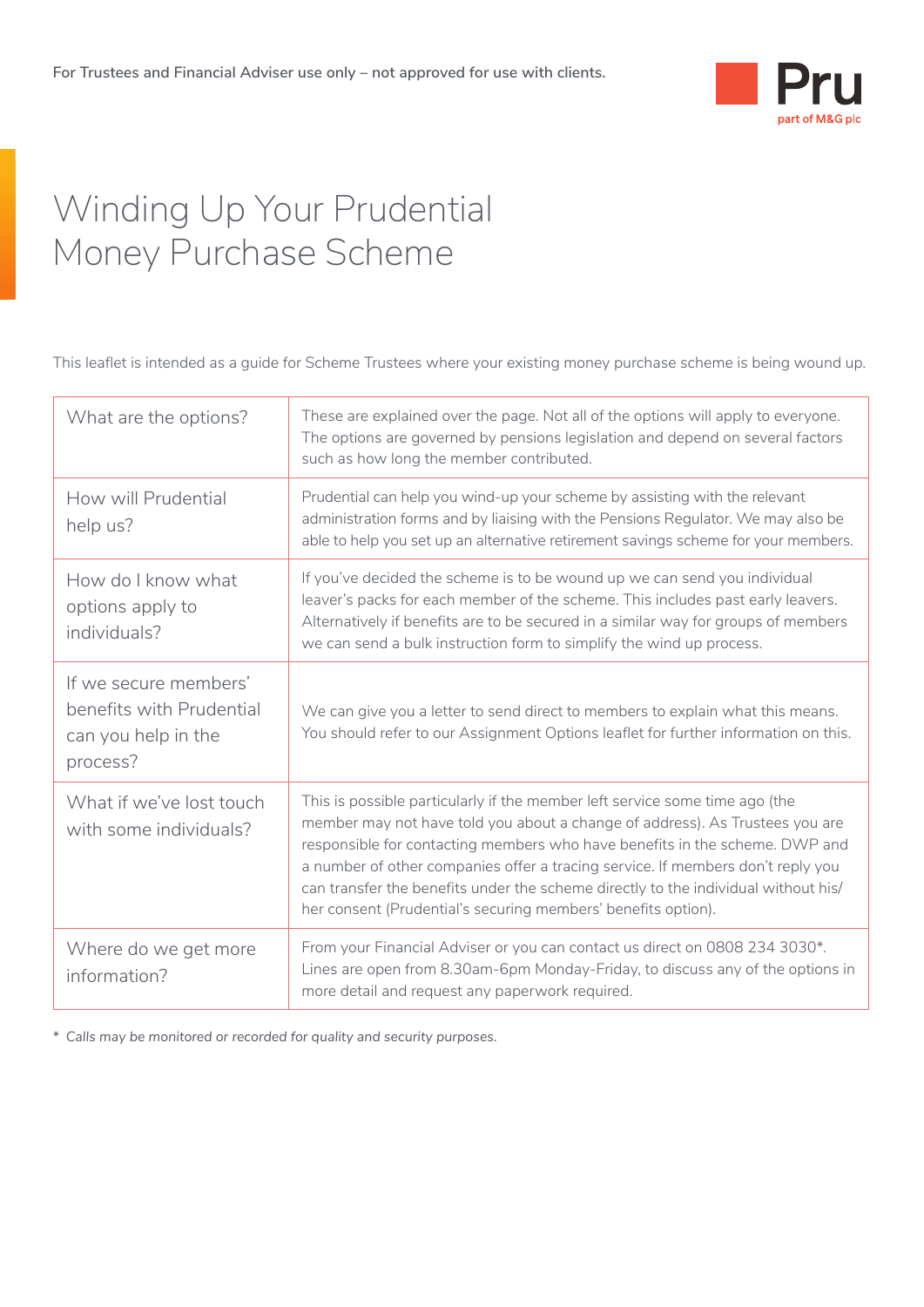For Trustees and Financial Adviser use only – not approved for use with clients.

Pru
part of M&G plc

# Winding Up Your Prudential Money Purchase Scheme

This leaflet is intended as a guide for Scheme Trustees where your existing money purchase scheme is being wound up.

| | |
|---|---|
| What are the options? | These are explained over the page. Not all of the options will apply to everyone. The options are governed by pensions legislation and depend on several factors such as how long the member contributed. |
| How will Prudential help us? | Prudential can help you wind-up your scheme by assisting with the relevant administration forms and by liaising with the Pensions Regulator. We may also be able to help you set up an alternative retirement savings scheme for your members. |
| How do I know what options apply to individuals? | If you've decided the scheme is to be wound up we can send you individual leaver's packs for each member of the scheme. This includes past early leavers. Alternatively if benefits are to be secured in a similar way for groups of members we can send a bulk instruction form to simplify the wind up process. |
| If we secure members' benefits with Prudential can you help in the process? | We can give you a letter to send direct to members to explain what this means. You should refer to our Assignment Options leaflet for further information on this. |
| What if we've lost touch with some individuals? | This is possible particularly if the member left service some time ago (the member may not have told you about a change of address). As Trustees you are responsible for contacting members who have benefits in the scheme. DWP and a number of other companies offer a tracing service. If members don't reply you can transfer the benefits under the scheme directly to the individual without his/her consent (Prudential's securing members' benefits option). |
| Where do we get more information? | From your Financial Adviser or you can contact us direct on 0808 234 3030*. Lines are open from 8.30am-6pm Monday-Friday, to discuss any of the options in more detail and request any paperwork required. |

\* *Calls may be monitored or recorded for quality and security purposes.*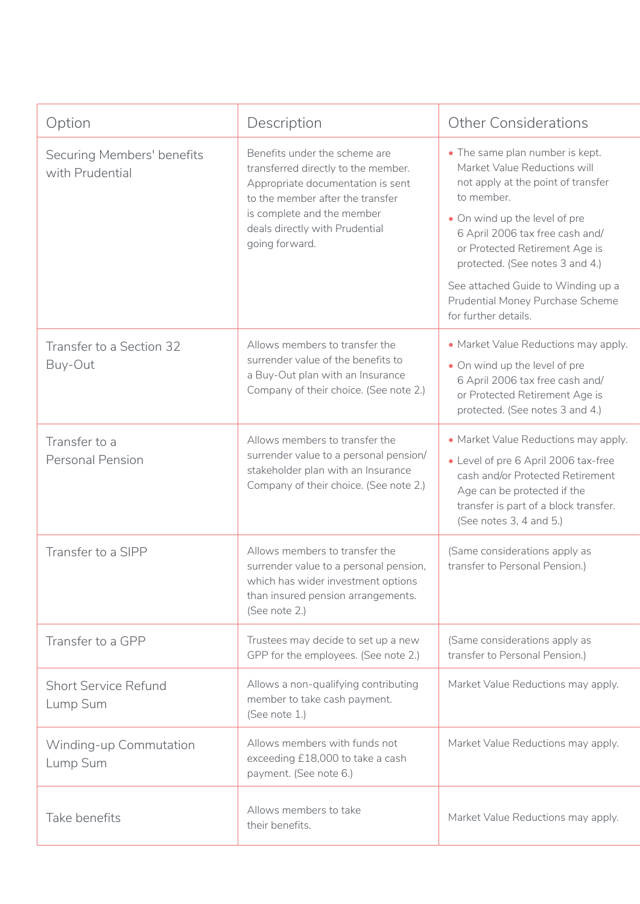| Option | Description | Other Considerations |
| --- | --- | --- |
| Securing Members' benefits with Prudential | Benefits under the scheme are transferred directly to the member. Appropriate documentation is sent to the member after the transfer is complete and the member deals directly with Prudential going forward. | • The same plan number is kept. Market Value Reductions will not apply at the point of transfer to member.<br>• On wind up the level of pre 6 April 2006 tax free cash and/or Protected Retirement Age is protected. (See notes 3 and 4.)<br>See attached Guide to Winding up a Prudential Money Purchase Scheme for further details. |
| Transfer to a Section 32 Buy-Out | Allows members to transfer the surrender value of the benefits to a Buy-Out plan with an Insurance Company of their choice. (See note 2.) | • Market Value Reductions may apply.<br>• On wind up the level of pre 6 April 2006 tax free cash and/or Protected Retirement Age is protected. (See notes 3 and 4.) |
| Transfer to a Personal Pension | Allows members to transfer the surrender value to a personal pension/stakeholder plan with an Insurance Company of their choice. (See note 2.) | • Market Value Reductions may apply.<br>• Level of pre 6 April 2006 tax-free cash and/or Protected Retirement Age can be protected if the transfer is part of a block transfer. (See notes 3, 4 and 5.) |
| Transfer to a SIPP | Allows members to transfer the surrender value to a personal pension, which has wider investment options than insured pension arrangements. (See note 2.) | (Same considerations apply as transfer to Personal Pension.) |
| Transfer to a GPP | Trustees may decide to set up a new GPP for the employees. (See note 2.) | (Same considerations apply as transfer to Personal Pension.) |
| Short Service Refund Lump Sum | Allows a non-qualifying contributing member to take cash payment. (See note 1.) | Market Value Reductions may apply. |
| Winding-up Commutation Lump Sum | Allows members with funds not exceeding £18,000 to take a cash payment. (See note 6.) | Market Value Reductions may apply. |
| Take benefits | Allows members to take their benefits. | Market Value Reductions may apply. |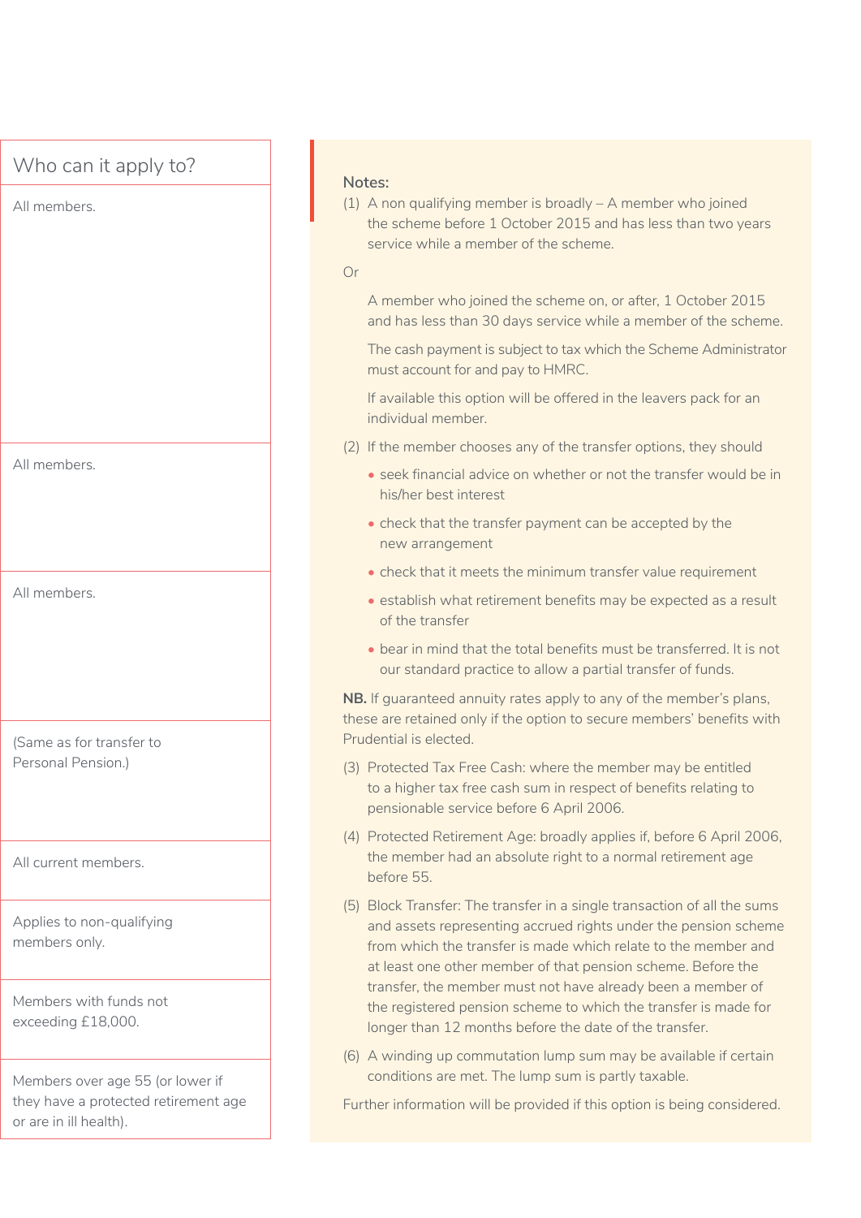| Who can it apply to? |
| --- |
| All members. |
| All members. |
| All members. |
| (Same as for transfer to Personal Pension.) |
| All current members. |
| Applies to non-qualifying members only. |
| Members with funds not exceeding £18,000. |
| Members over age 55 (or lower if they have a protected retirement age or are in ill health). |

**Notes:**

(1) A non qualifying member is broadly – A member who joined the scheme before 1 October 2015 and has less than two years service while a member of the scheme.

Or

A member who joined the scheme on, or after, 1 October 2015 and has less than 30 days service while a member of the scheme.

The cash payment is subject to tax which the Scheme Administrator must account for and pay to HMRC.

If available this option will be offered in the leavers pack for an individual member.

(2) If the member chooses any of the transfer options, they should

- seek financial advice on whether or not the transfer would be in his/her best interest
- check that the transfer payment can be accepted by the new arrangement
- check that it meets the minimum transfer value requirement
- establish what retirement benefits may be expected as a result of the transfer
- bear in mind that the total benefits must be transferred. It is not our standard practice to allow a partial transfer of funds.

**NB.** If guaranteed annuity rates apply to any of the member's plans, these are retained only if the option to secure members' benefits with Prudential is elected.

(3) Protected Tax Free Cash: where the member may be entitled to a higher tax free cash sum in respect of benefits relating to pensionable service before 6 April 2006.

(4) Protected Retirement Age: broadly applies if, before 6 April 2006, the member had an absolute right to a normal retirement age before 55.

(5) Block Transfer: The transfer in a single transaction of all the sums and assets representing accrued rights under the pension scheme from which the transfer is made which relate to the member and at least one other member of that pension scheme. Before the transfer, the member must not have already been a member of the registered pension scheme to which the transfer is made for longer than 12 months before the date of the transfer.

(6) A winding up commutation lump sum may be available if certain conditions are met. The lump sum is partly taxable.

Further information will be provided if this option is being considered.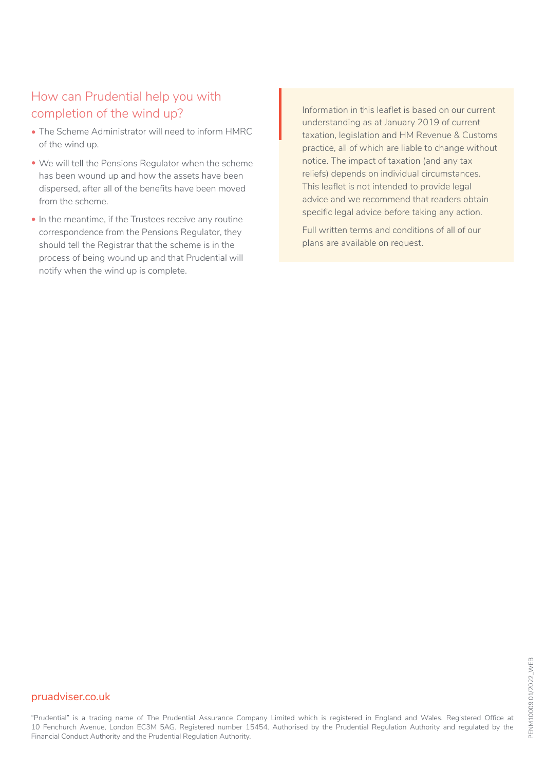## How can Prudential help you with completion of the wind up?

- The Scheme Administrator will need to inform HMRC of the wind up.
- We will tell the Pensions Regulator when the scheme has been wound up and how the assets have been dispersed, after all of the benefits have been moved from the scheme.
- In the meantime, if the Trustees receive any routine correspondence from the Pensions Regulator, they should tell the Registrar that the scheme is in the process of being wound up and that Prudential will notify when the wind up is complete.

Information in this leaflet is based on our current understanding as at January 2019 of current taxation, legislation and HM Revenue & Customs practice, all of which are liable to change without notice. The impact of taxation (and any tax reliefs) depends on individual circumstances. This leaflet is not intended to provide legal advice and we recommend that readers obtain specific legal advice before taking any action.

Full written terms and conditions of all of our plans are available on request.

pruadviser.co.uk

"Prudential" is a trading name of The Prudential Assurance Company Limited which is registered in England and Wales. Registered Office at 10 Fenchurch Avenue, London EC3M 5AG. Registered number 15454. Authorised by the Prudential Regulation Authority and regulated by the Financial Conduct Authority and the Prudential Regulation Authority.

PENM10009 01/2022_WEB